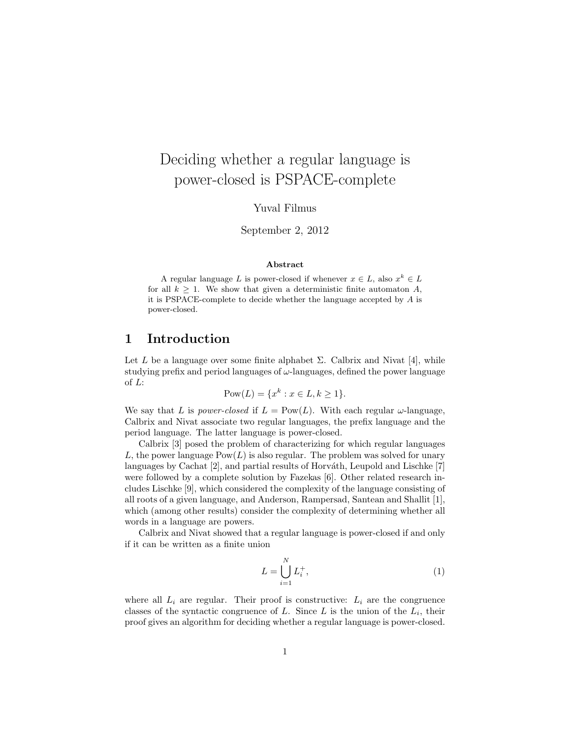# Deciding whether a regular language is power-closed is PSPACE-complete

Yuval Filmus

September 2, 2012

**Abstract**

A regular language $L$ is power-closed if whenever $x \in L$, also $x^k \in L$ for all $k \geq 1$. We show that given a deterministic finite automaton $A$, it is PSPACE-complete to decide whether the language accepted by $A$ is power-closed.

## 1 Introduction

Let $L$ be a language over some finite alphabet $\Sigma$. Calbrix and Nivat [4], while studying prefix and period languages of $\omega$-languages, defined the power language of $L$:

$$\text{Pow}(L) = \{x^k : x \in L, k \geq 1\}.$$

We say that $L$ is *power-closed* if $L = \text{Pow}(L)$. With each regular $\omega$-language, Calbrix and Nivat associate two regular languages, the prefix language and the period language. The latter language is power-closed.

Calbrix [3] posed the problem of characterizing for which regular languages $L$, the power language $\text{Pow}(L)$ is also regular. The problem was solved for unary languages by Cachat [2], and partial results of Horváth, Leupold and Lischke [7] were followed by a complete solution by Fazekas [6]. Other related research includes Lischke [9], which considered the complexity of the language consisting of all roots of a given language, and Anderson, Rampersad, Santean and Shallit [1], which (among other results) consider the complexity of determining whether all words in a language are powers.

Calbrix and Nivat showed that a regular language is power-closed if and only if it can be written as a finite union

$$L = \bigcup_{i=1}^{N} L_i^+, \tag{1}$$

where all $L_i$ are regular. Their proof is constructive: $L_i$ are the congruence classes of the syntactic congruence of $L$. Since $L$ is the union of the $L_i$, their proof gives an algorithm for deciding whether a regular language is power-closed.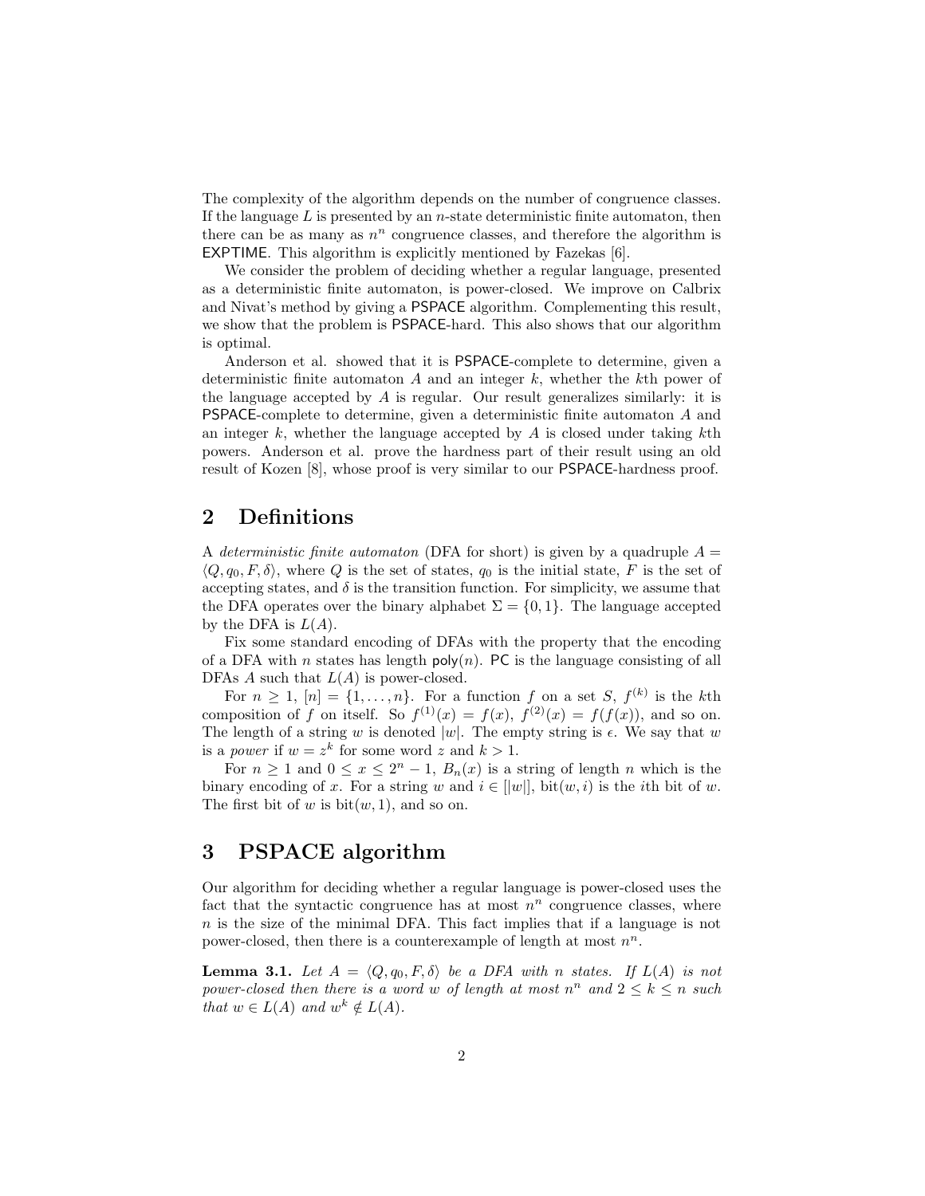The complexity of the algorithm depends on the number of congruence classes. If the language $L$ is presented by an $n$-state deterministic finite automaton, then there can be as many as $n^n$ congruence classes, and therefore the algorithm is EXPTIME. This algorithm is explicitly mentioned by Fazekas [6].

We consider the problem of deciding whether a regular language, presented as a deterministic finite automaton, is power-closed. We improve on Calbrix and Nivat's method by giving a PSPACE algorithm. Complementing this result, we show that the problem is PSPACE-hard. This also shows that our algorithm is optimal.

Anderson et al. showed that it is PSPACE-complete to determine, given a deterministic finite automaton $A$ and an integer $k$, whether the $k$th power of the language accepted by $A$ is regular. Our result generalizes similarly: it is PSPACE-complete to determine, given a deterministic finite automaton $A$ and an integer $k$, whether the language accepted by $A$ is closed under taking $k$th powers. Anderson et al. prove the hardness part of their result using an old result of Kozen [8], whose proof is very similar to our PSPACE-hardness proof.

## 2 Definitions

A *deterministic finite automaton* (DFA for short) is given by a quadruple $A = \langle Q, q_0, F, \delta \rangle$, where $Q$ is the set of states, $q_0$ is the initial state, $F$ is the set of accepting states, and $\delta$ is the transition function. For simplicity, we assume that the DFA operates over the binary alphabet $\Sigma = \{0, 1\}$. The language accepted by the DFA is $L(A)$.

Fix some standard encoding of DFAs with the property that the encoding of a DFA with $n$ states has length $\mathsf{poly}(n)$. PC is the language consisting of all DFAs $A$ such that $L(A)$ is power-closed.

For $n \geq 1$, $[n] = \{1, \ldots, n\}$. For a function $f$ on a set $S$, $f^{(k)}$ is the $k$th composition of $f$ on itself. So $f^{(1)}(x) = f(x)$, $f^{(2)}(x) = f(f(x))$, and so on. The length of a string $w$ is denoted $|w|$. The empty string is $\epsilon$. We say that $w$ is a *power* if $w = z^k$ for some word $z$ and $k > 1$.

For $n \geq 1$ and $0 \leq x \leq 2^n - 1$, $B_n(x)$ is a string of length $n$ which is the binary encoding of $x$. For a string $w$ and $i \in [|w|]$, $\mathrm{bit}(w, i)$ is the $i$th bit of $w$. The first bit of $w$ is $\mathrm{bit}(w, 1)$, and so on.

## 3 PSPACE algorithm

Our algorithm for deciding whether a regular language is power-closed uses the fact that the syntactic congruence has at most $n^n$ congruence classes, where $n$ is the size of the minimal DFA. This fact implies that if a language is not power-closed, then there is a counterexample of length at most $n^n$.

**Lemma 3.1.** *Let $A = \langle Q, q_0, F, \delta \rangle$ be a DFA with $n$ states. If $L(A)$ is not power-closed then there is a word $w$ of length at most $n^n$ and $2 \leq k \leq n$ such that $w \in L(A)$ and $w^k \notin L(A)$.*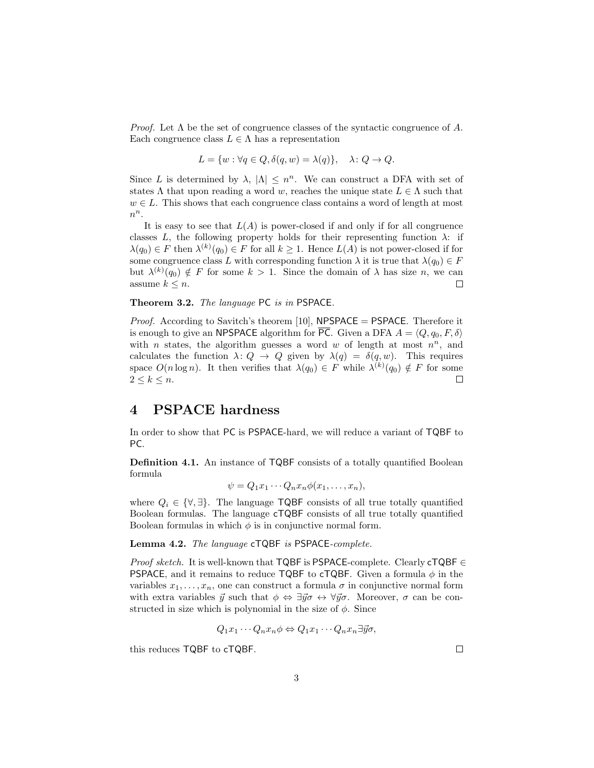*Proof.* Let $\Lambda$ be the set of congruence classes of the syntactic congruence of $A$. Each congruence class $L \in \Lambda$ has a representation

$$L = \{w : \forall q \in Q, \delta(q, w) = \lambda(q)\}, \quad \lambda \colon Q \to Q.$$

Since $L$ is determined by $\lambda$, $|\Lambda| \leq n^n$. We can construct a DFA with set of states $\Lambda$ that upon reading a word $w$, reaches the unique state $L \in \Lambda$ such that $w \in L$. This shows that each congruence class contains a word of length at most $n^n$.

It is easy to see that $L(A)$ is power-closed if and only if for all congruence classes $L$, the following property holds for their representing function $\lambda$: if $\lambda(q_0) \in F$ then $\lambda^{(k)}(q_0) \in F$ for all $k \geq 1$. Hence $L(A)$ is not power-closed if for some congruence class $L$ with corresponding function $\lambda$ it is true that $\lambda(q_0) \in F$ but $\lambda^{(k)}(q_0) \notin F$ for some $k > 1$. Since the domain of $\lambda$ has size $n$, we can assume $k \leq n$. □

**Theorem 3.2.** *The language* PC *is in* PSPACE.

*Proof.* According to Savitch's theorem [10], NPSPACE = PSPACE. Therefore it is enough to give an NPSPACE algorithm for $\overline{\mathsf{PC}}$. Given a DFA $A = \langle Q, q_0, F, \delta \rangle$ with $n$ states, the algorithm guesses a word $w$ of length at most $n^n$, and calculates the function $\lambda \colon Q \to Q$ given by $\lambda(q) = \delta(q, w)$. This requires space $O(n \log n)$. It then verifies that $\lambda(q_0) \in F$ while $\lambda^{(k)}(q_0) \notin F$ for some $2 \leq k \leq n$. □

# 4 PSPACE hardness

In order to show that PC is PSPACE-hard, we will reduce a variant of TQBF to PC.

**Definition 4.1.** An instance of TQBF consists of a totally quantified Boolean formula

$$\psi = Q_1 x_1 \cdots Q_n x_n \phi(x_1, \ldots, x_n),$$

where $Q_i \in \{\forall, \exists\}$. The language TQBF consists of all true totally quantified Boolean formulas. The language cTQBF consists of all true totally quantified Boolean formulas in which $\phi$ is in conjunctive normal form.

**Lemma 4.2.** *The language* cTQBF *is* PSPACE*-complete.*

*Proof sketch.* It is well-known that TQBF is PSPACE-complete. Clearly cTQBF $\in$ PSPACE, and it remains to reduce TQBF to cTQBF. Given a formula $\phi$ in the variables $x_1, \ldots, x_n$, one can construct a formula $\sigma$ in conjunctive normal form with extra variables $\vec{y}$ such that $\phi \Leftrightarrow \exists \vec{y} \sigma \leftrightarrow \forall \vec{y} \sigma$. Moreover, $\sigma$ can be constructed in size which is polynomial in the size of $\phi$. Since

$$Q_1 x_1 \cdots Q_n x_n \phi \Leftrightarrow Q_1 x_1 \cdots Q_n x_n \exists \vec{y} \sigma,$$

this reduces TQBF to cTQBF. □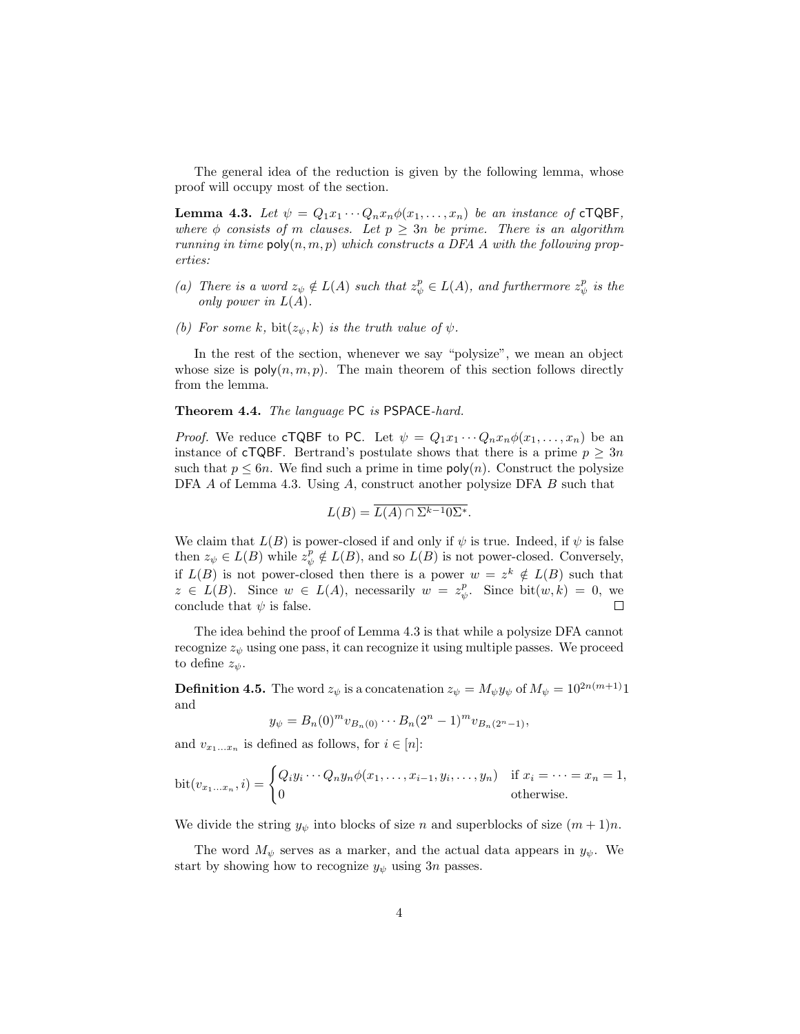The general idea of the reduction is given by the following lemma, whose proof will occupy most of the section.

**Lemma 4.3.** *Let $\psi = Q_1x_1 \cdots Q_nx_n\phi(x_1, \ldots, x_n)$ be an instance of* cTQBF*, where $\phi$ consists of $m$ clauses. Let $p \geq 3n$ be prime. There is an algorithm running in time* $\mathsf{poly}(n, m, p)$ *which constructs a DFA $A$ with the following properties:*

*(a) There is a word $z_\psi \notin L(A)$ such that $z_\psi^p \in L(A)$, and furthermore $z_\psi^p$ is the only power in $L(A)$.*

*(b) For some $k$, $\mathrm{bit}(z_\psi, k)$ is the truth value of $\psi$.*

In the rest of the section, whenever we say "polysize", we mean an object whose size is $\mathsf{poly}(n, m, p)$. The main theorem of this section follows directly from the lemma.

**Theorem 4.4.** *The language* PC *is* PSPACE*-hard.*

*Proof.* We reduce cTQBF to PC. Let $\psi = Q_1x_1 \cdots Q_nx_n\phi(x_1, \ldots, x_n)$ be an instance of cTQBF. Bertrand's postulate shows that there is a prime $p \geq 3n$ such that $p \leq 6n$. We find such a prime in time $\mathsf{poly}(n)$. Construct the polysize DFA $A$ of Lemma 4.3. Using $A$, construct another polysize DFA $B$ such that

$$L(B) = \overline{L(A) \cap \Sigma^{k-1}0\Sigma^*}.$$

We claim that $L(B)$ is power-closed if and only if $\psi$ is true. Indeed, if $\psi$ is false then $z_\psi \in L(B)$ while $z_\psi^p \notin L(B)$, and so $L(B)$ is not power-closed. Conversely, if $L(B)$ is not power-closed then there is a power $w = z^k \notin L(B)$ such that $z \in L(B)$. Since $w \in L(A)$, necessarily $w = z_\psi^p$. Since $\mathrm{bit}(w, k) = 0$, we conclude that $\psi$ is false. $\square$

The idea behind the proof of Lemma 4.3 is that while a polysize DFA cannot recognize $z_\psi$ using one pass, it can recognize it using multiple passes. We proceed to define $z_\psi$.

**Definition 4.5.** The word $z_\psi$ is a concatenation $z_\psi = M_\psi y_\psi$ of $M_\psi = 10^{2n(m+1)}1$ and

$$y_\psi = B_n(0)^m v_{B_n(0)} \cdots B_n(2^n - 1)^m v_{B_n(2^n-1)},$$

and $v_{x_1 \ldots x_n}$ is defined as follows, for $i \in [n]$:

$$\mathrm{bit}(v_{x_1 \ldots x_n}, i) = \begin{cases} Q_iy_i \cdots Q_ny_n\phi(x_1, \ldots, x_{i-1}, y_i, \ldots, y_n) & \text{if } x_i = \cdots = x_n = 1, \\ 0 & \text{otherwise.} \end{cases}$$

We divide the string $y_\psi$ into blocks of size $n$ and superblocks of size $(m + 1)n$.

The word $M_\psi$ serves as a marker, and the actual data appears in $y_\psi$. We start by showing how to recognize $y_\psi$ using $3n$ passes.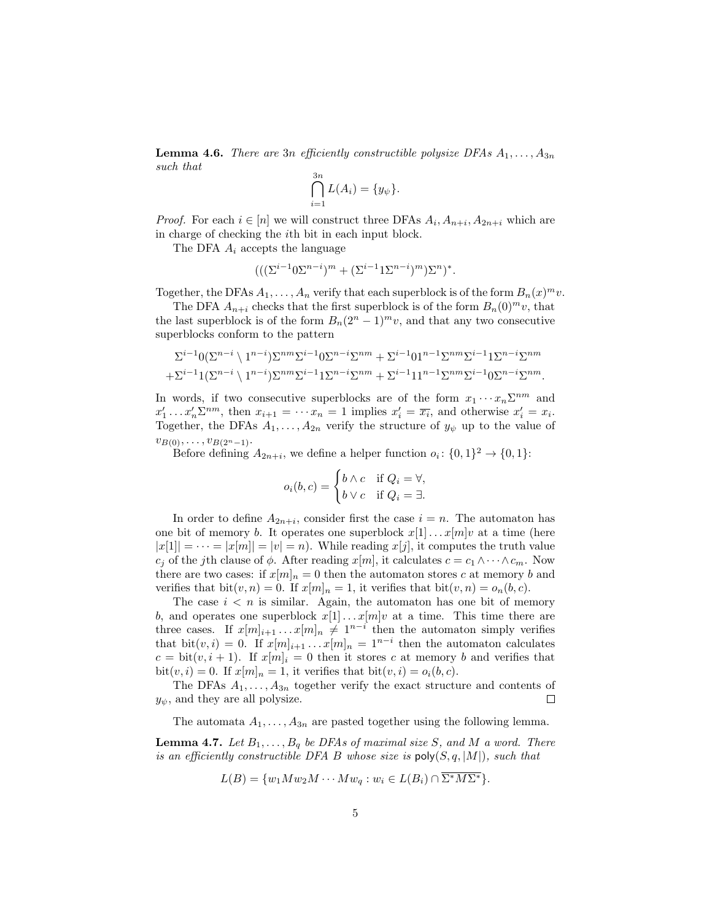**Lemma 4.6.** *There are $3n$ efficiently constructible polysize DFAs $A_1, \ldots, A_{3n}$ such that*

$$\bigcap_{i=1}^{3n} L(A_i) = \{y_\psi\}.$$

*Proof.* For each $i \in [n]$ we will construct three DFAs $A_i, A_{n+i}, A_{2n+i}$ which are in charge of checking the $i$th bit in each input block.

The DFA $A_i$ accepts the language

$$(((\Sigma^{i-1}0\Sigma^{n-i})^m + (\Sigma^{i-1}1\Sigma^{n-i})^m)\Sigma^n)^*.$$

Together, the DFAs $A_1, \ldots, A_n$ verify that each superblock is of the form $B_n(x)^m v$.

The DFA $A_{n+i}$ checks that the first superblock is of the form $B_n(0)^m v$, that the last superblock is of the form $B_n(2^n - 1)^m v$, and that any two consecutive superblocks conform to the pattern

$$\Sigma^{i-1}0(\Sigma^{n-i} \setminus 1^{n-i})\Sigma^{nm}\Sigma^{i-1}0\Sigma^{n-i}\Sigma^{nm} + \Sigma^{i-1}01^{n-1}\Sigma^{nm}\Sigma^{i-1}1\Sigma^{n-i}\Sigma^{nm}$$
$$+\Sigma^{i-1}1(\Sigma^{n-i} \setminus 1^{n-i})\Sigma^{nm}\Sigma^{i-1}1\Sigma^{n-i}\Sigma^{nm} + \Sigma^{i-1}11^{n-1}\Sigma^{nm}\Sigma^{i-1}0\Sigma^{n-i}\Sigma^{nm}.$$

In words, if two consecutive superblocks are of the form $x_1 \cdots x_n \Sigma^{nm}$ and $x'_1 \ldots x'_n \Sigma^{nm}$, then $x_{i+1} = \cdots x_n = 1$ implies $x'_i = \overline{x_i}$, and otherwise $x'_i = x_i$. Together, the DFAs $A_1, \ldots, A_{2n}$ verify the structure of $y_\psi$ up to the value of $v_{B(0)}, \ldots, v_{B(2^n-1)}$.

Before defining $A_{2n+i}$, we define a helper function $o_i \colon \{0,1\}^2 \to \{0,1\}$:

$$o_i(b, c) = \begin{cases} b \wedge c & \text{if } Q_i = \forall, \\ b \vee c & \text{if } Q_i = \exists. \end{cases}$$

In order to define $A_{2n+i}$, consider first the case $i = n$. The automaton has one bit of memory $b$. It operates one superblock $x[1] \ldots x[m]v$ at a time (here $|x[1]| = \cdots = |x[m]| = |v| = n$). While reading $x[j]$, it computes the truth value $c_j$ of the $j$th clause of $\phi$. After reading $x[m]$, it calculates $c = c_1 \wedge \cdots \wedge c_m$. Now there are two cases: if $x[m]_n = 0$ then the automaton stores $c$ at memory $b$ and verifies that $\text{bit}(v, n) = 0$. If $x[m]_n = 1$, it verifies that $\text{bit}(v, n) = o_n(b, c)$.

The case $i < n$ is similar. Again, the automaton has one bit of memory $b$, and operates one superblock $x[1] \ldots x[m]v$ at a time. This time there are three cases. If $x[m]_{i+1} \ldots x[m]_n \neq 1^{n-i}$ then the automaton simply verifies that $\text{bit}(v, i) = 0$. If $x[m]_{i+1} \ldots x[m]_n = 1^{n-i}$ then the automaton calculates $c = \text{bit}(v, i+1)$. If $x[m]_i = 0$ then it stores $c$ at memory $b$ and verifies that $\text{bit}(v, i) = 0$. If $x[m]_n = 1$, it verifies that $\text{bit}(v, i) = o_i(b, c)$.

The DFAs $A_1, \ldots, A_{3n}$ together verify the exact structure and contents of $y_\psi$, and they are all polysize. □

The automata $A_1, \ldots, A_{3n}$ are pasted together using the following lemma.

**Lemma 4.7.** *Let $B_1, \ldots, B_q$ be DFAs of maximal size $S$, and $M$ a word. There is an efficiently constructible DFA $B$ whose size is $\mathsf{poly}(S, q, |M|)$, such that*

$$L(B) = \{w_1 M w_2 M \cdots M w_q : w_i \in L(B_i) \cap \overline{\Sigma^* M \Sigma^*}\}.$$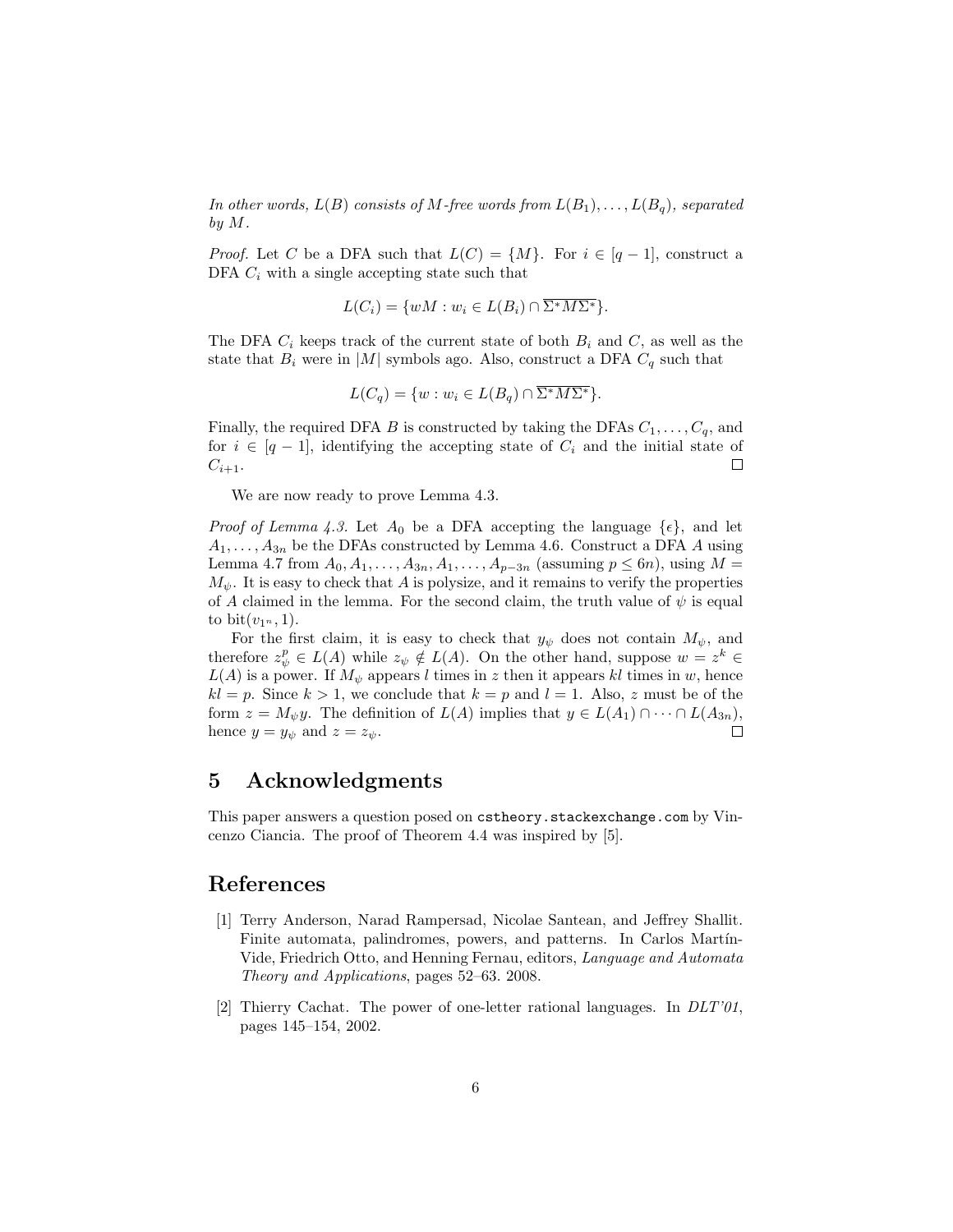*In other words, $L(B)$ consists of $M$-free words from $L(B_1), \ldots, L(B_q)$, separated by $M$.*

*Proof.* Let $C$ be a DFA such that $L(C) = \{M\}$. For $i \in [q-1]$, construct a DFA $C_i$ with a single accepting state such that

$$L(C_i) = \{wM : w_i \in L(B_i) \cap \overline{\Sigma^* M \Sigma^*}\}.$$

The DFA $C_i$ keeps track of the current state of both $B_i$ and $C$, as well as the state that $B_i$ were in $|M|$ symbols ago. Also, construct a DFA $C_q$ such that

$$L(C_q) = \{w : w_i \in L(B_q) \cap \overline{\Sigma^* M \Sigma^*}\}.$$

Finally, the required DFA $B$ is constructed by taking the DFAs $C_1, \ldots, C_q$, and for $i \in [q-1]$, identifying the accepting state of $C_i$ and the initial state of $C_{i+1}$. □

We are now ready to prove Lemma 4.3.

*Proof of Lemma 4.3.* Let $A_0$ be a DFA accepting the language $\{\epsilon\}$, and let $A_1, \ldots, A_{3n}$ be the DFAs constructed by Lemma 4.6. Construct a DFA $A$ using Lemma 4.7 from $A_0, A_1, \ldots, A_{3n}, A_1, \ldots, A_{p-3n}$ (assuming $p \leq 6n$), using $M = M_\psi$. It is easy to check that $A$ is polysize, and it remains to verify the properties of $A$ claimed in the lemma. For the second claim, the truth value of $\psi$ is equal to $\text{bit}(v_{1^n}, 1)$.

For the first claim, it is easy to check that $y_\psi$ does not contain $M_\psi$, and therefore $z_\psi^p \in L(A)$ while $z_\psi \notin L(A)$. On the other hand, suppose $w = z^k \in L(A)$ is a power. If $M_\psi$ appears $l$ times in $z$ then it appears $kl$ times in $w$, hence $kl = p$. Since $k > 1$, we conclude that $k = p$ and $l = 1$. Also, $z$ must be of the form $z = M_\psi y$. The definition of $L(A)$ implies that $y \in L(A_1) \cap \cdots \cap L(A_{3n})$, hence $y = y_\psi$ and $z = z_\psi$. □

# 5 Acknowledgments

This paper answers a question posed on `cstheory.stackexchange.com` by Vincenzo Ciancia. The proof of Theorem 4.4 was inspired by [5].

# References

[1] Terry Anderson, Narad Rampersad, Nicolae Santean, and Jeffrey Shallit. Finite automata, palindromes, powers, and patterns. In Carlos Martín-Vide, Friedrich Otto, and Henning Fernau, editors, *Language and Automata Theory and Applications*, pages 52–63. 2008.

[2] Thierry Cachat. The power of one-letter rational languages. In *DLT'01*, pages 145–154, 2002.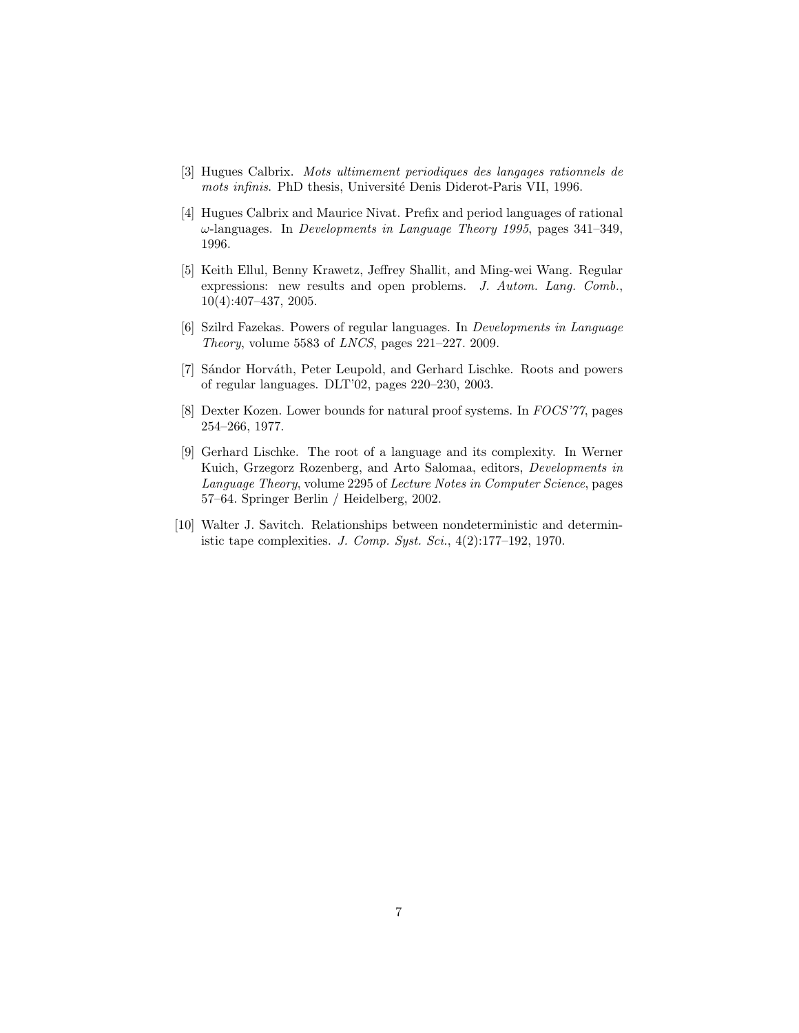[3] Hugues Calbrix. *Mots ultimement periodiques des langages rationnels de mots infinis*. PhD thesis, Université Denis Diderot-Paris VII, 1996.

[4] Hugues Calbrix and Maurice Nivat. Prefix and period languages of rational $\omega$-languages. In *Developments in Language Theory 1995*, pages 341–349, 1996.

[5] Keith Ellul, Benny Krawetz, Jeffrey Shallit, and Ming-wei Wang. Regular expressions: new results and open problems. *J. Autom. Lang. Comb.*, 10(4):407–437, 2005.

[6] Szilrd Fazekas. Powers of regular languages. In *Developments in Language Theory*, volume 5583 of *LNCS*, pages 221–227. 2009.

[7] Sándor Horváth, Peter Leupold, and Gerhard Lischke. Roots and powers of regular languages. DLT'02, pages 220–230, 2003.

[8] Dexter Kozen. Lower bounds for natural proof systems. In *FOCS'77*, pages 254–266, 1977.

[9] Gerhard Lischke. The root of a language and its complexity. In Werner Kuich, Grzegorz Rozenberg, and Arto Salomaa, editors, *Developments in Language Theory*, volume 2295 of *Lecture Notes in Computer Science*, pages 57–64. Springer Berlin / Heidelberg, 2002.

[10] Walter J. Savitch. Relationships between nondeterministic and deterministic tape complexities. *J. Comp. Syst. Sci.*, 4(2):177–192, 1970.